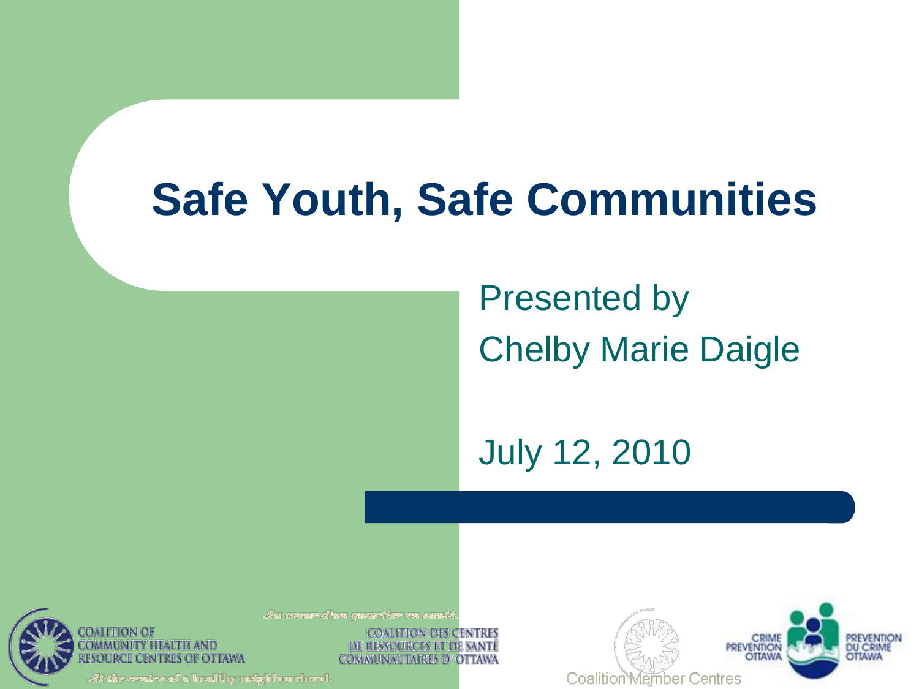# Safe Youth, Safe Communities

Presented by
Chelby Marie Daigle

July 12, 2010

COALITION OF COMMUNITY HEALTH AND RESOURCE CENTRES OF OTTAWA

*At the centre of a healthy neighbourhood.*

*Au cœur d'un quartier en santé.*

COALITION DES CENTRES DE RESSOURCES ET DE SANTÉ COMMUNAUTAIRES D'OTTAWA

Coalition Member Centres

CRIME PREVENTION OTTAWA

PREVENTION DU CRIME OTTAWA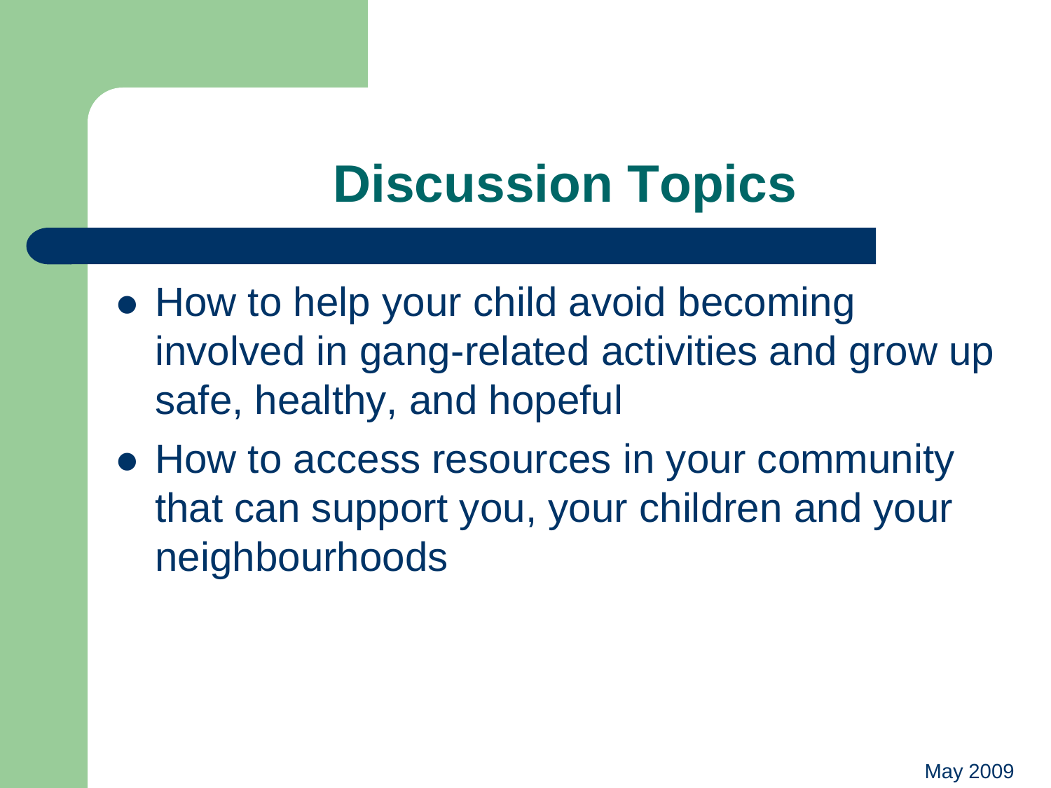# Discussion Topics

- How to help your child avoid becoming involved in gang-related activities and grow up safe, healthy, and hopeful
- How to access resources in your community that can support you, your children and your neighbourhoods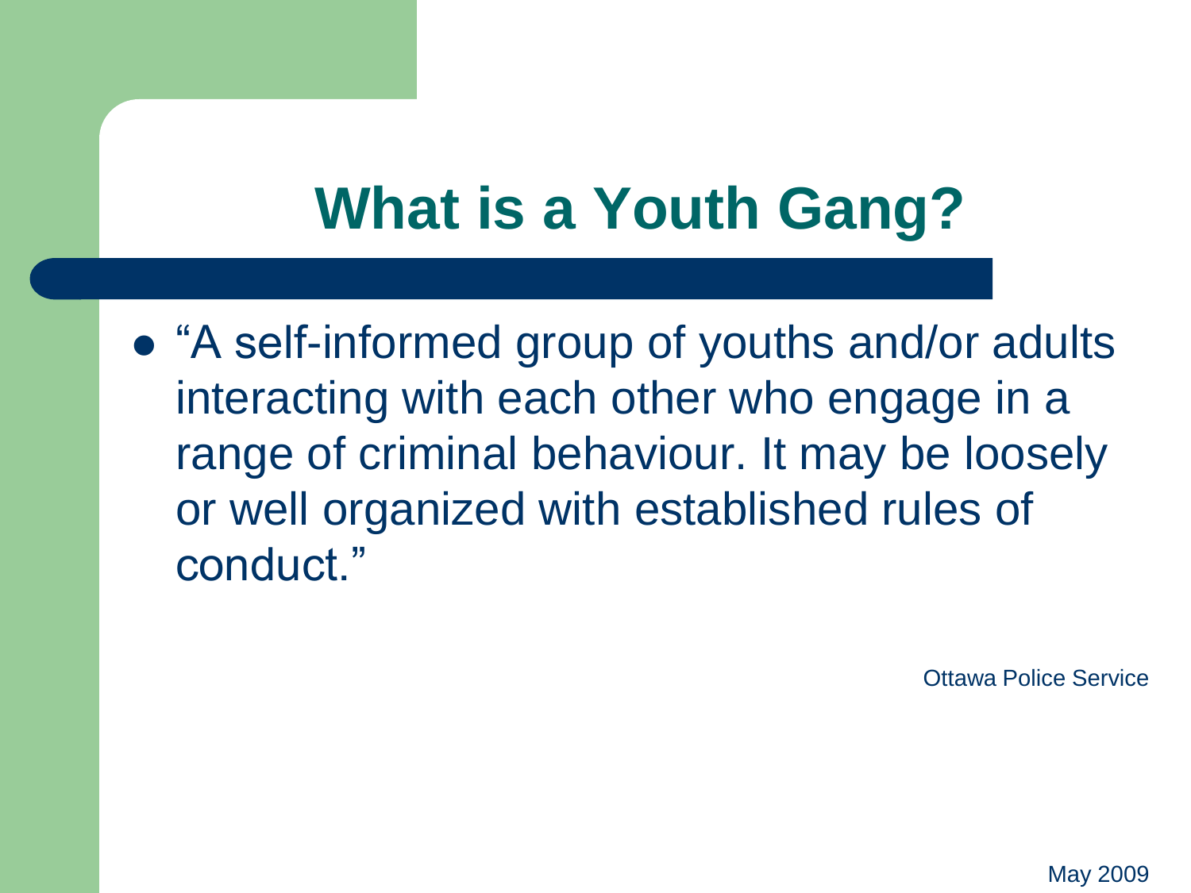# What is a Youth Gang?

- "A self-informed group of youths and/or adults interacting with each other who engage in a range of criminal behaviour. It may be loosely or well organized with established rules of conduct."

Ottawa Police Service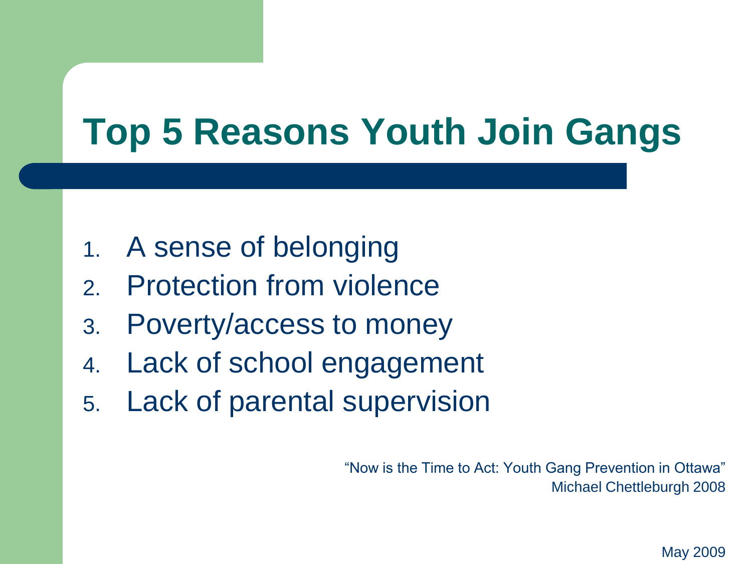# Top 5 Reasons Youth Join Gangs

1. A sense of belonging
2. Protection from violence
3. Poverty/access to money
4. Lack of school engagement
5. Lack of parental supervision

"Now is the Time to Act: Youth Gang Prevention in Ottawa"
Michael Chettleburgh 2008

May 2009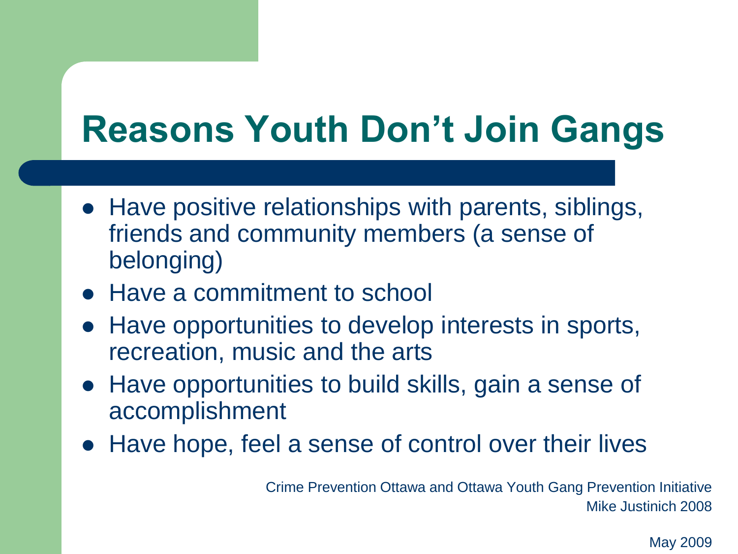# Reasons Youth Don't Join Gangs

- Have positive relationships with parents, siblings, friends and community members (a sense of belonging)
- Have a commitment to school
- Have opportunities to develop interests in sports, recreation, music and the arts
- Have opportunities to build skills, gain a sense of accomplishment
- Have hope, feel a sense of control over their lives

Crime Prevention Ottawa and Ottawa Youth Gang Prevention Initiative
Mike Justinich 2008

May 2009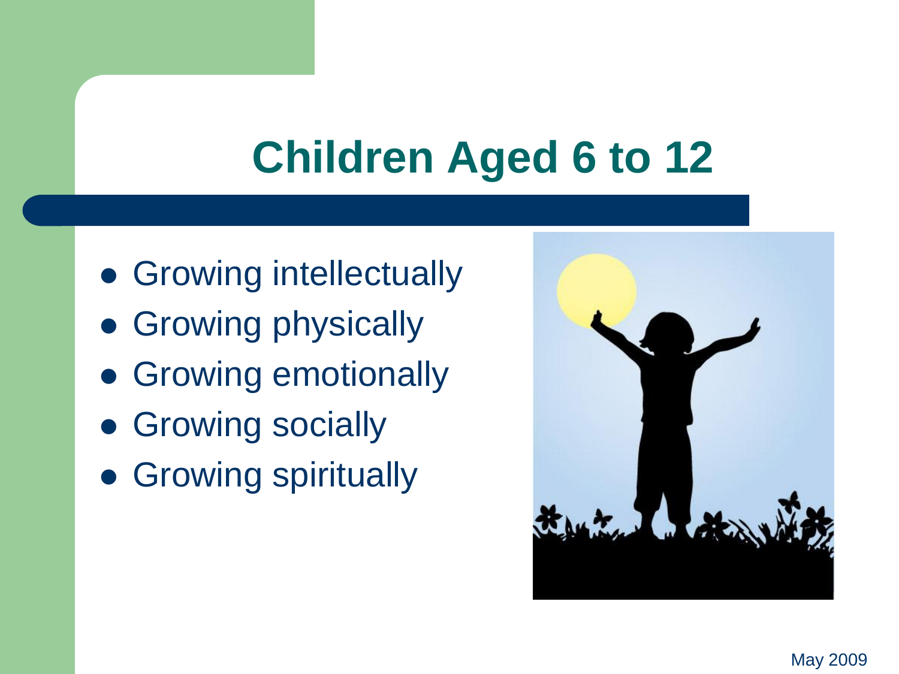# Children Aged 6 to 12

- Growing intellectually
- Growing physically
- Growing emotionally
- Growing socially
- Growing spiritually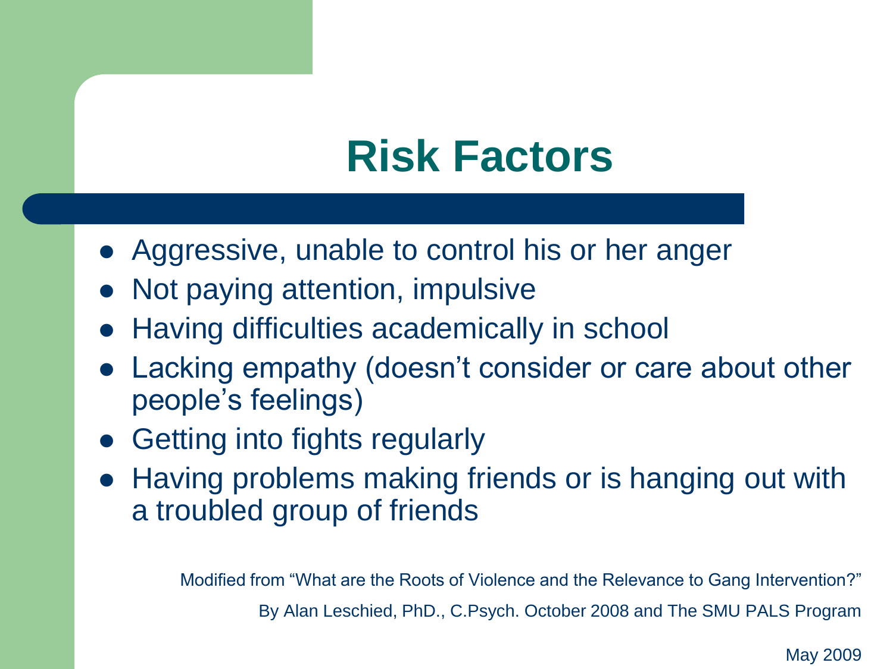# Risk Factors

- Aggressive, unable to control his or her anger
- Not paying attention, impulsive
- Having difficulties academically in school
- Lacking empathy (doesn't consider or care about other people's feelings)
- Getting into fights regularly
- Having problems making friends or is hanging out with a troubled group of friends

Modified from "What are the Roots of Violence and the Relevance to Gang Intervention?"

By Alan Leschied, PhD., C.Psych. October 2008 and The SMU PALS Program

May 2009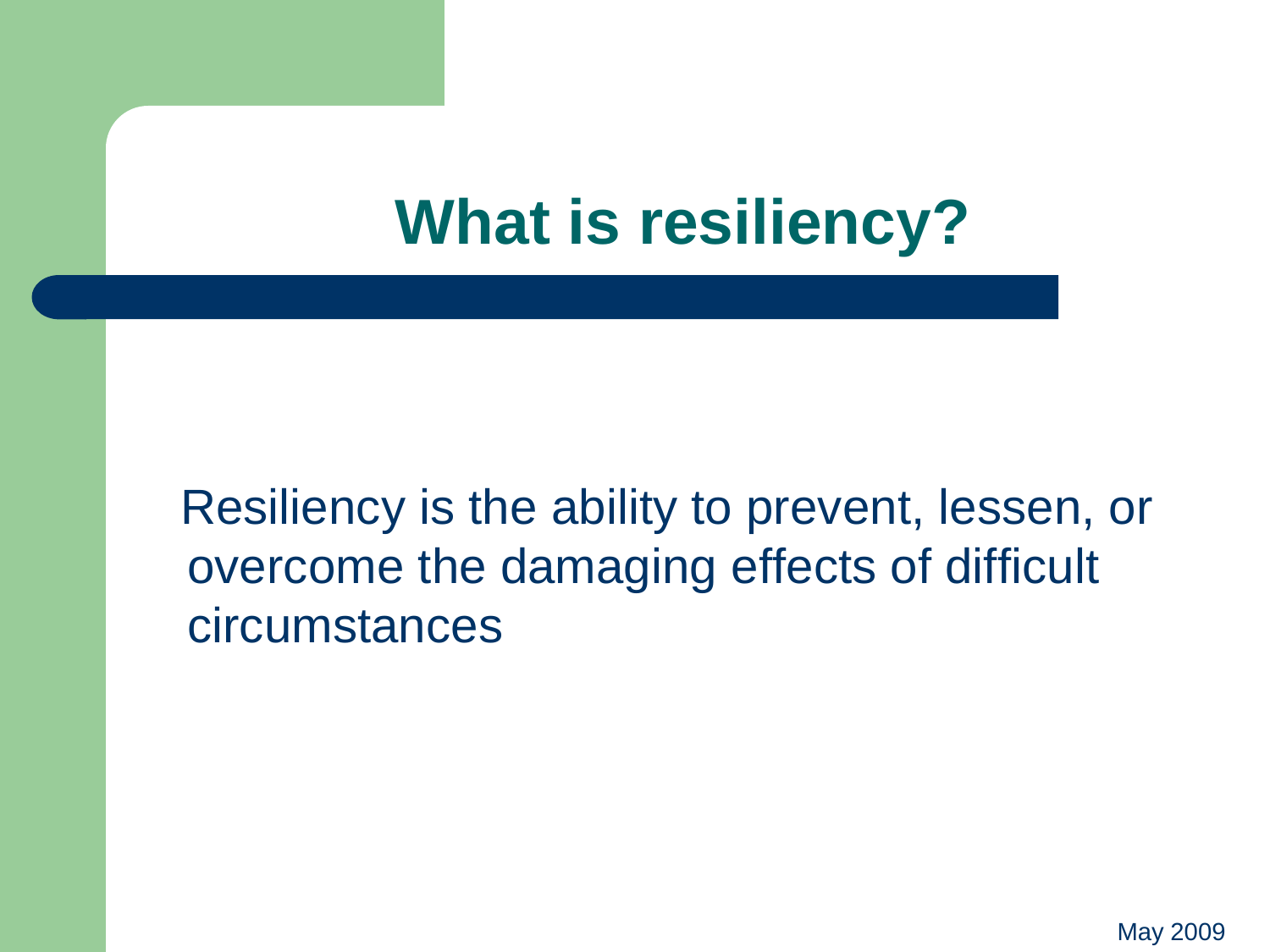# What is resiliency?

Resiliency is the ability to prevent, lessen, or overcome the damaging effects of difficult circumstances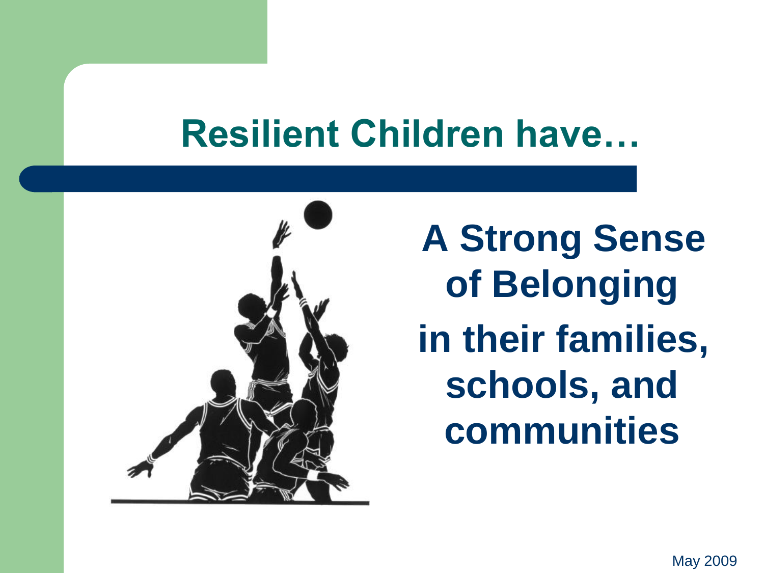# Resilient Children have…

**A Strong Sense of Belonging in their families, schools, and communities**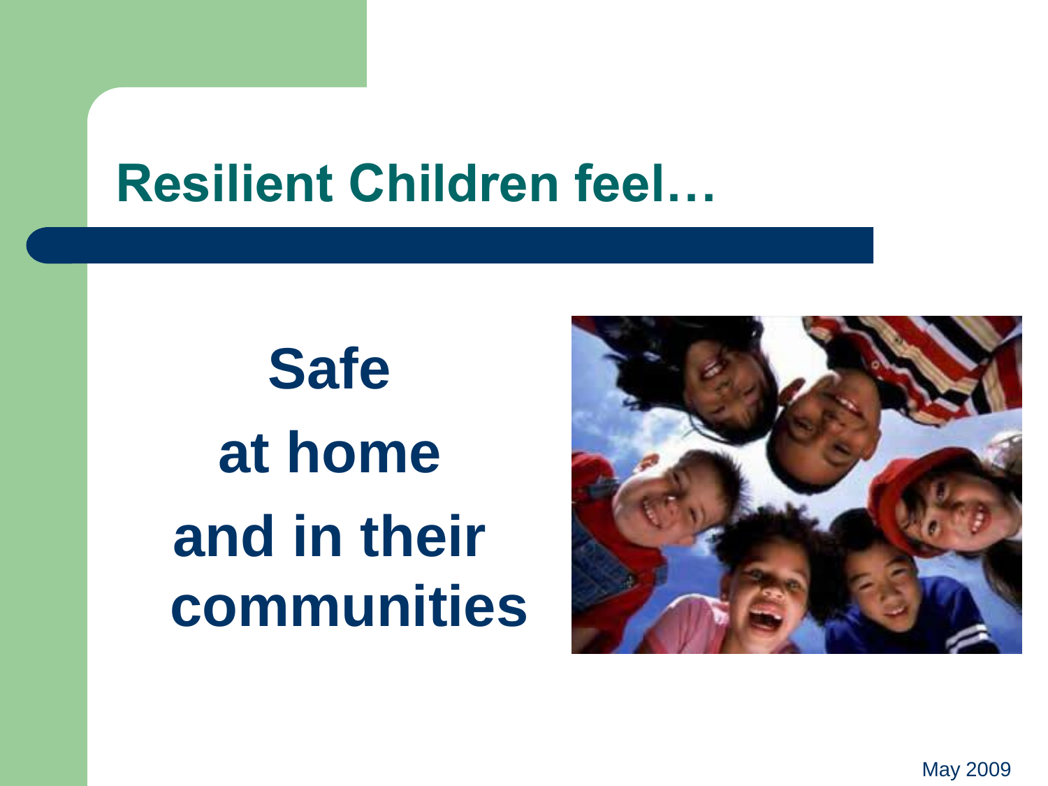# Resilient Children feel…

**Safe**

**at home**

**and in their communities**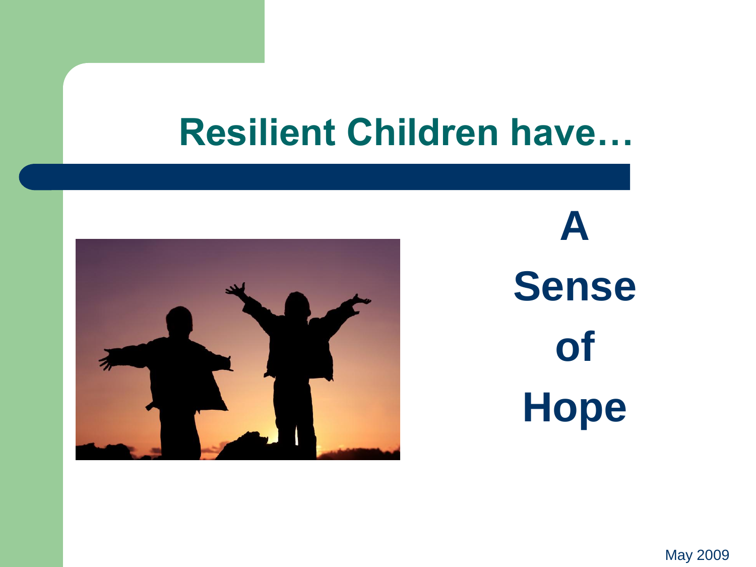# Resilient Children have…

**A Sense of Hope**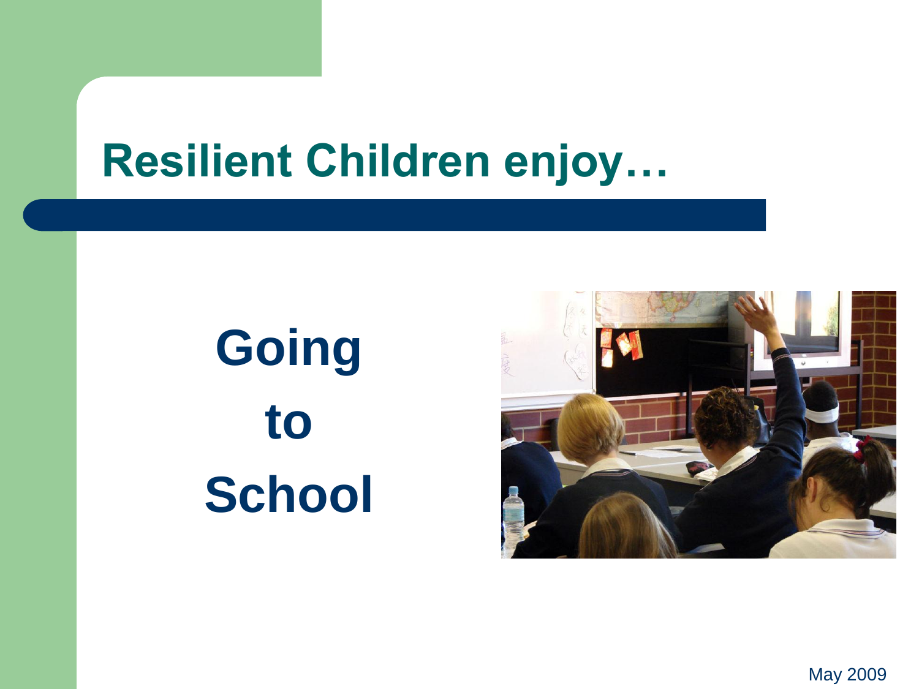# Resilient Children enjoy…

**Going to School**

May 2009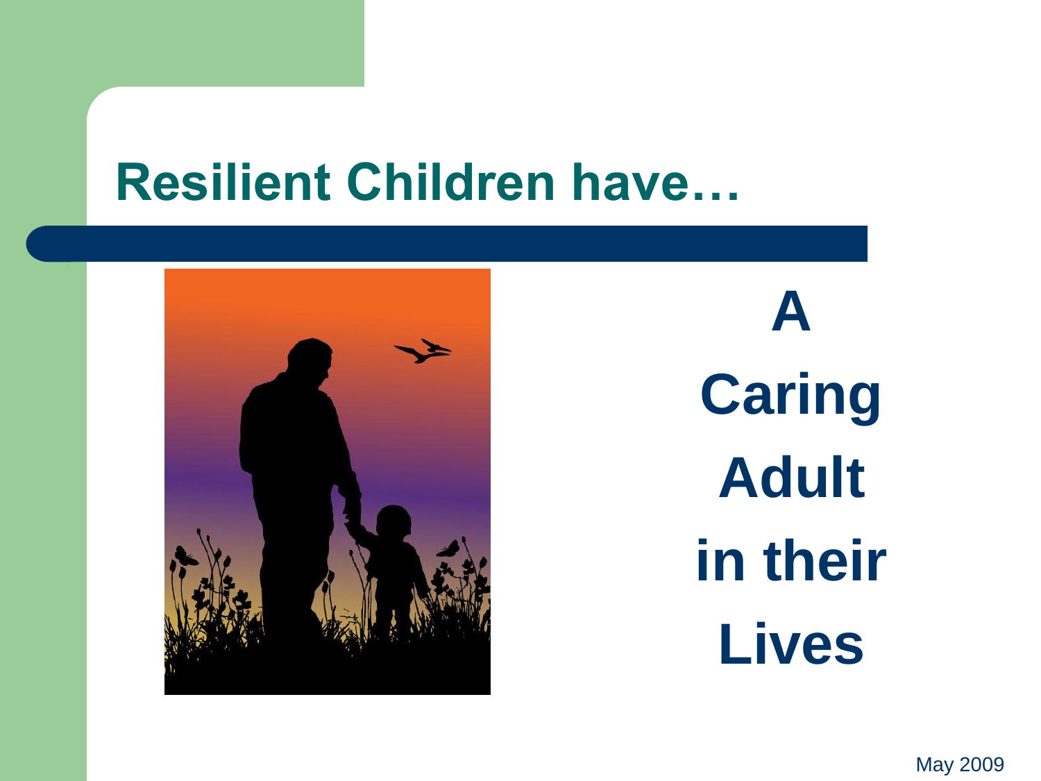# Resilient Children have…

**A Caring Adult in their Lives**

May 2009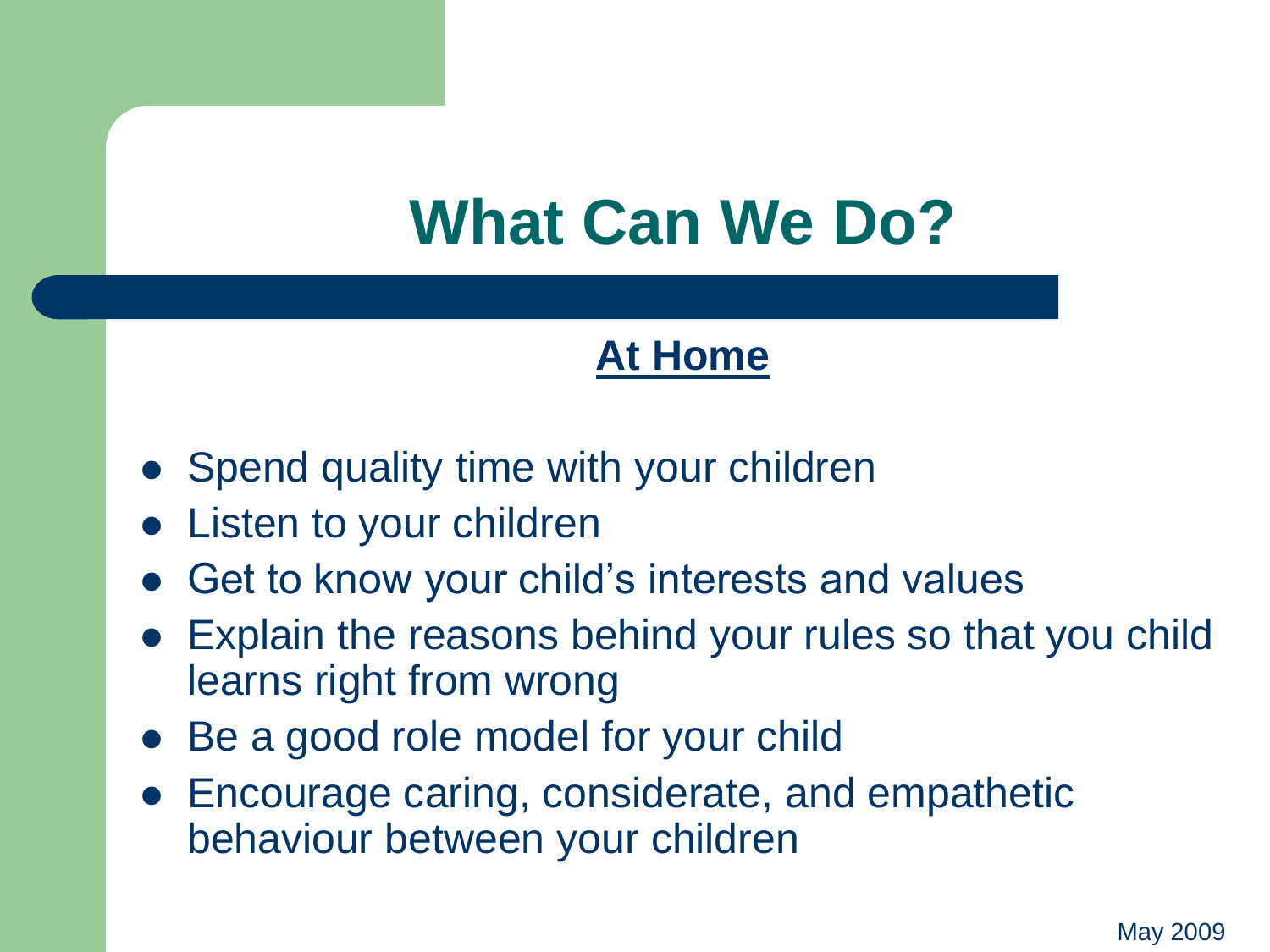# What Can We Do?

## At Home

- Spend quality time with your children
- Listen to your children
- Get to know your child's interests and values
- Explain the reasons behind your rules so that you child learns right from wrong
- Be a good role model for your child
- Encourage caring, considerate, and empathetic behaviour between your children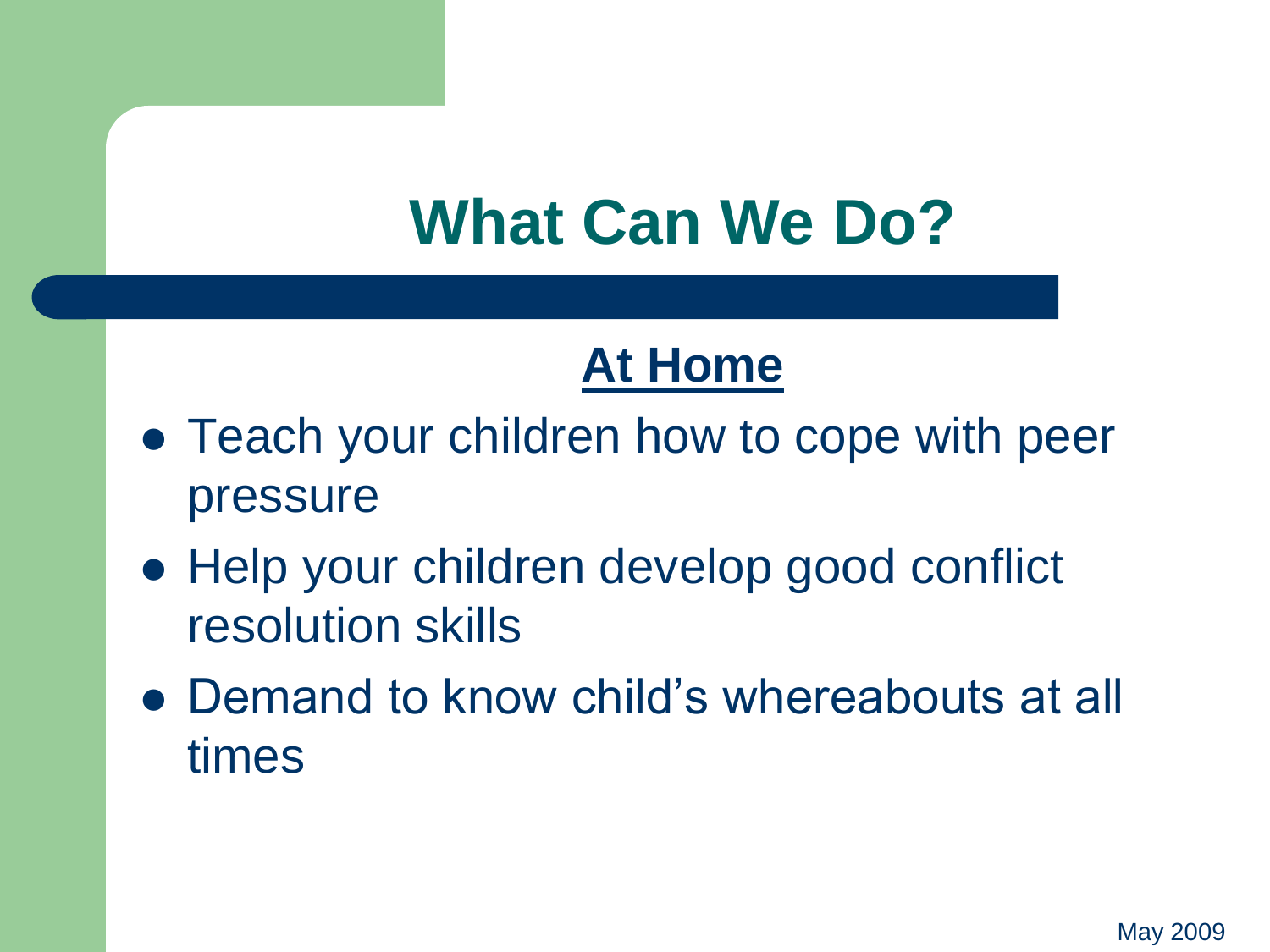# What Can We Do?

## At Home

- Teach your children how to cope with peer pressure
- Help your children develop good conflict resolution skills
- Demand to know child's whereabouts at all times

May 2009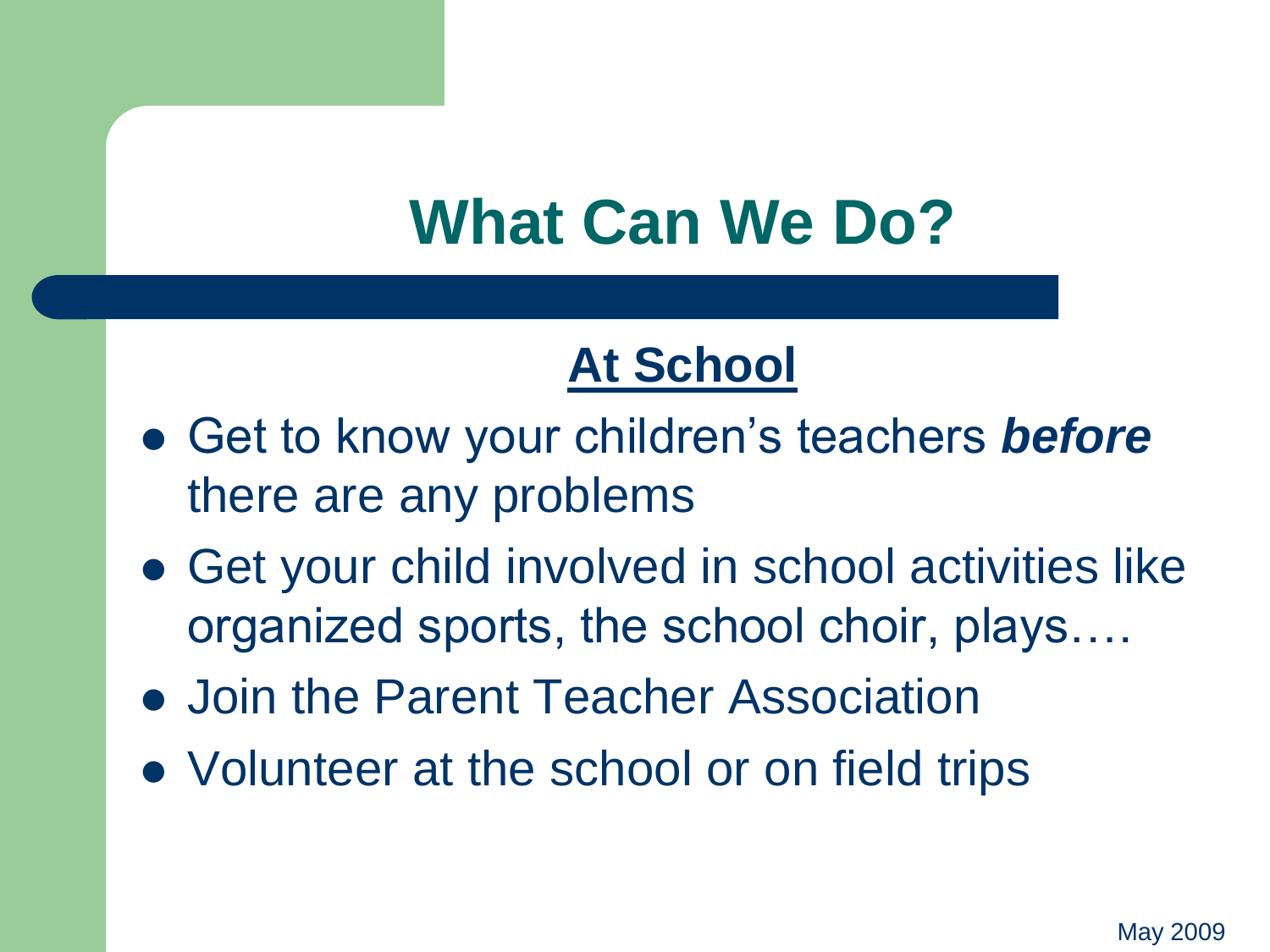# What Can We Do?

## <u>At School</u>

- Get to know your children's teachers ***before*** there are any problems
- Get your child involved in school activities like organized sports, the school choir, plays….
- Join the Parent Teacher Association
- Volunteer at the school or on field trips

May 2009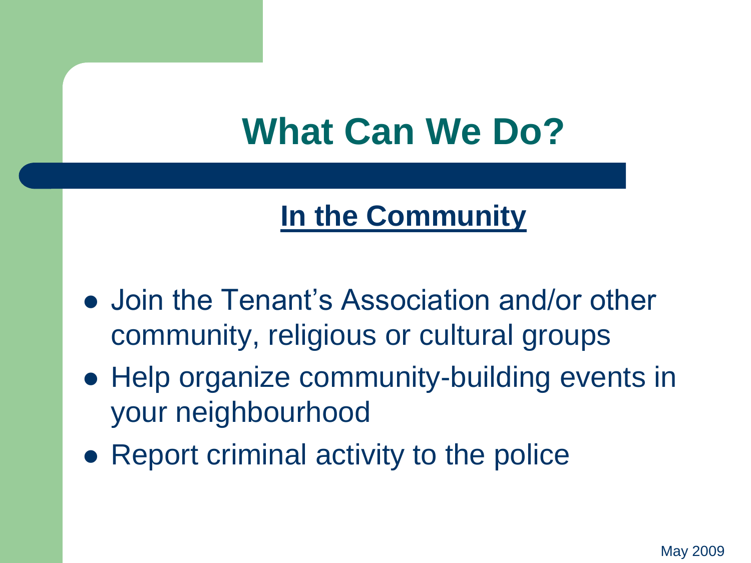# What Can We Do?

## In the Community

- Join the Tenant's Association and/or other community, religious or cultural groups
- Help organize community-building events in your neighbourhood
- Report criminal activity to the police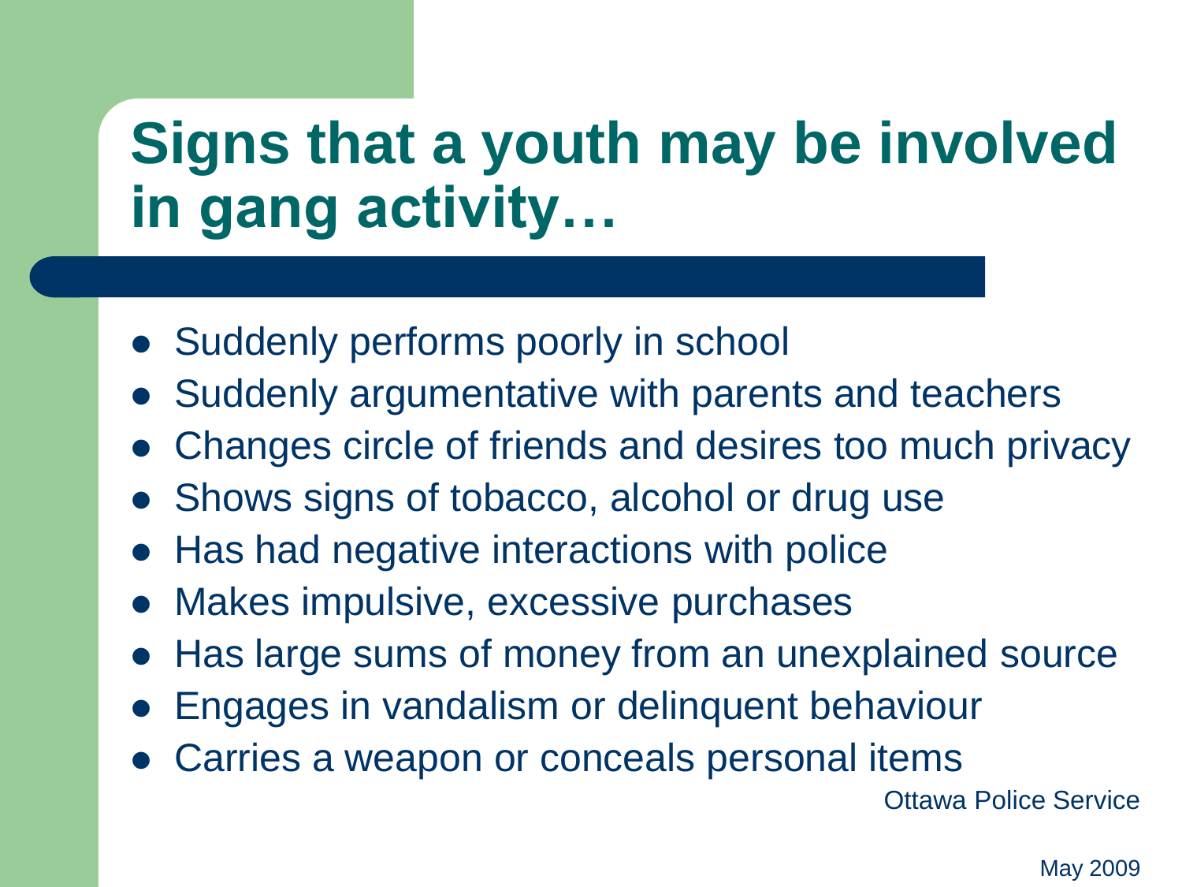# Signs that a youth may be involved in gang activity…

- Suddenly performs poorly in school
- Suddenly argumentative with parents and teachers
- Changes circle of friends and desires too much privacy
- Shows signs of tobacco, alcohol or drug use
- Has had negative interactions with police
- Makes impulsive, excessive purchases
- Has large sums of money from an unexplained source
- Engages in vandalism or delinquent behaviour
- Carries a weapon or conceals personal items

Ottawa Police Service

May 2009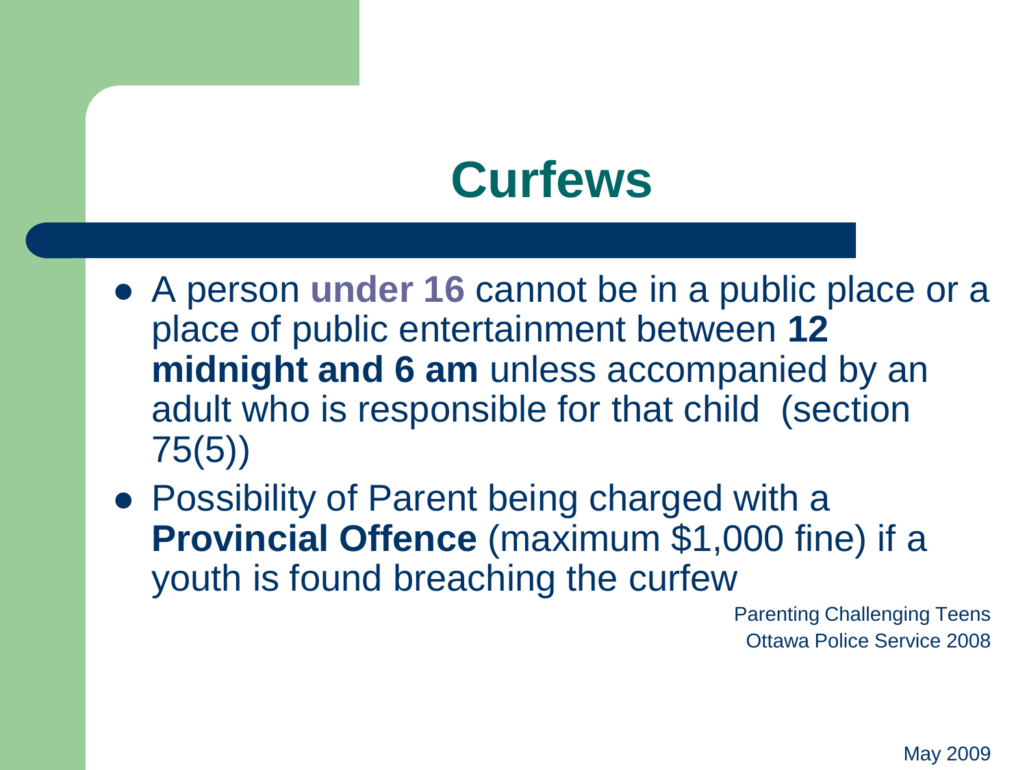# Curfews

- A person **under 16** cannot be in a public place or a place of public entertainment between **12 midnight and 6 am** unless accompanied by an adult who is responsible for that child (section 75(5))
- Possibility of Parent being charged with a **Provincial Offence** (maximum $1,000 fine) if a youth is found breaching the curfew

Parenting Challenging Teens
Ottawa Police Service 2008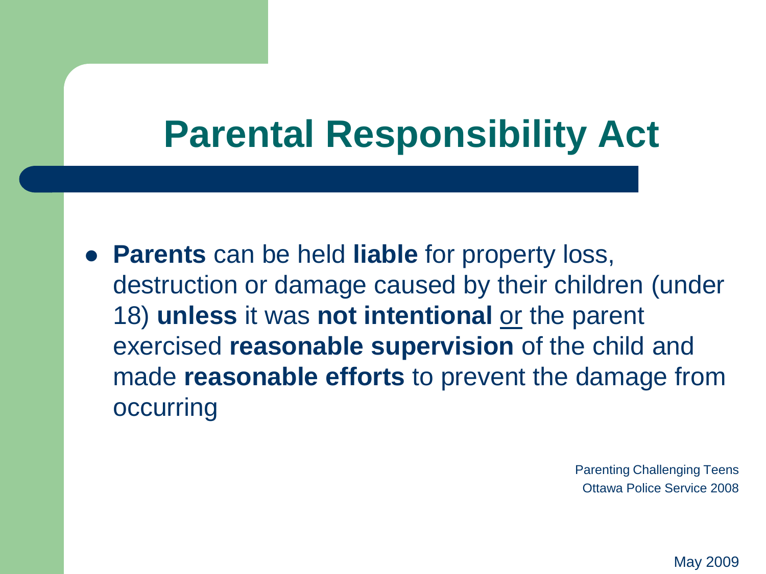# Parental Responsibility Act

- **Parents** can be held **liable** for property loss, destruction or damage caused by their children (under 18) **unless** it was **not intentional** <u>or</u> the parent exercised **reasonable supervision** of the child and made **reasonable efforts** to prevent the damage from occurring

Parenting Challenging Teens
Ottawa Police Service 2008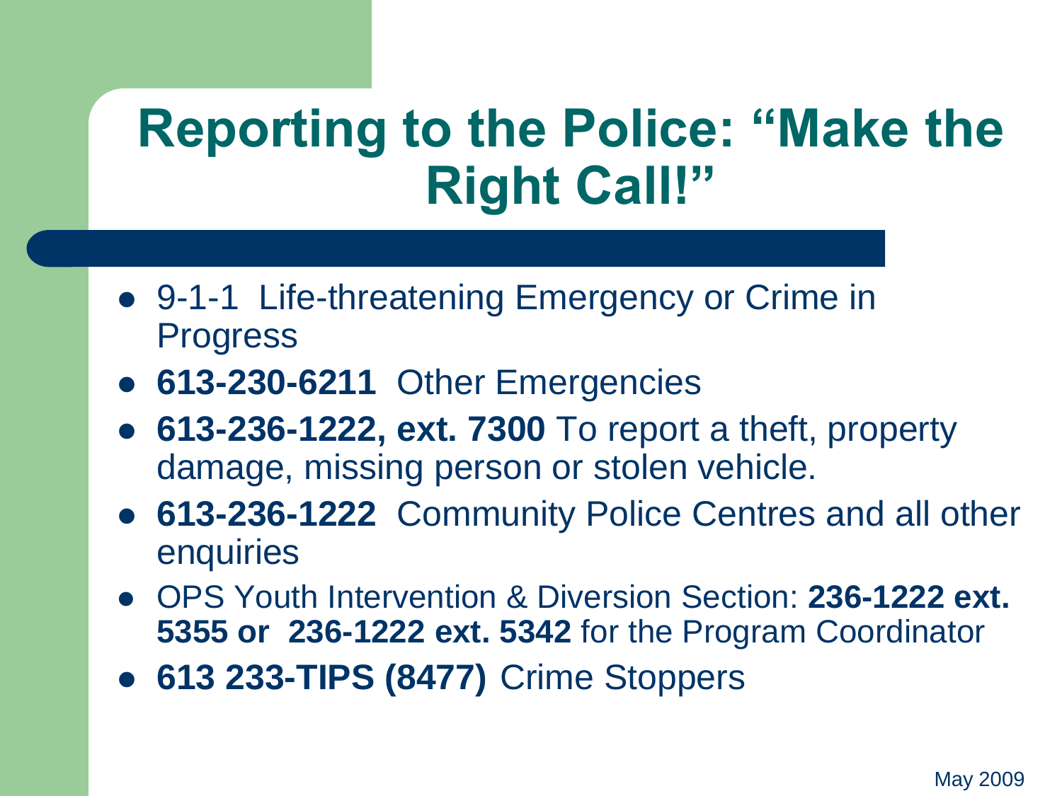# Reporting to the Police: "Make the Right Call!"

- 9-1-1 Life-threatening Emergency or Crime in Progress
- **613-230-6211** Other Emergencies
- **613-236-1222, ext. 7300** To report a theft, property damage, missing person or stolen vehicle.
- **613-236-1222** Community Police Centres and all other enquiries
- OPS Youth Intervention & Diversion Section: **236-1222 ext. 5355 or 236-1222 ext. 5342** for the Program Coordinator
- **613 233-TIPS (8477)** Crime Stoppers

May 2009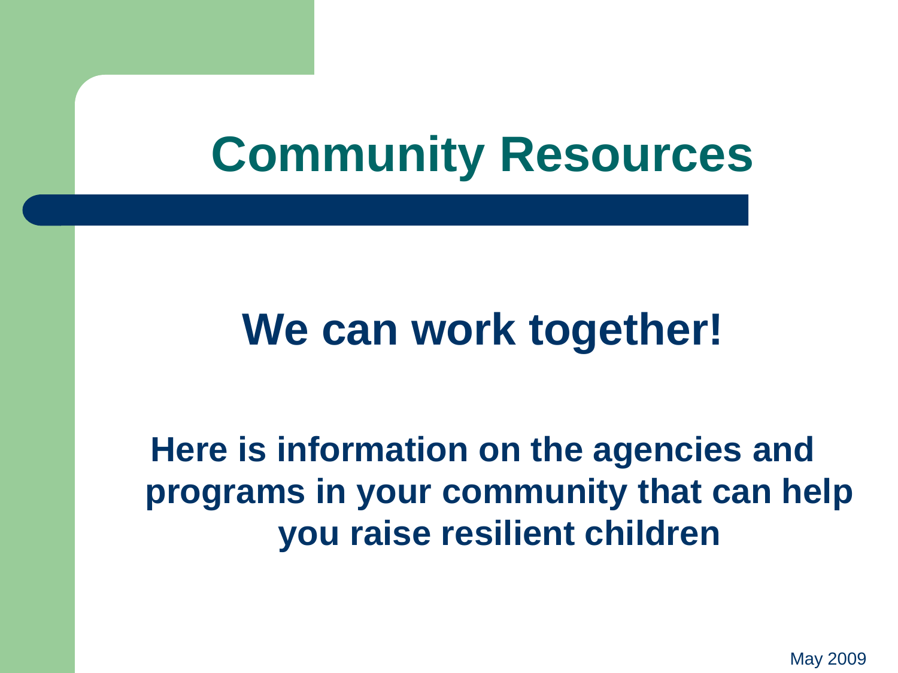# Community Resources

## We can work together!

**Here is information on the agencies and programs in your community that can help you raise resilient children**

May 2009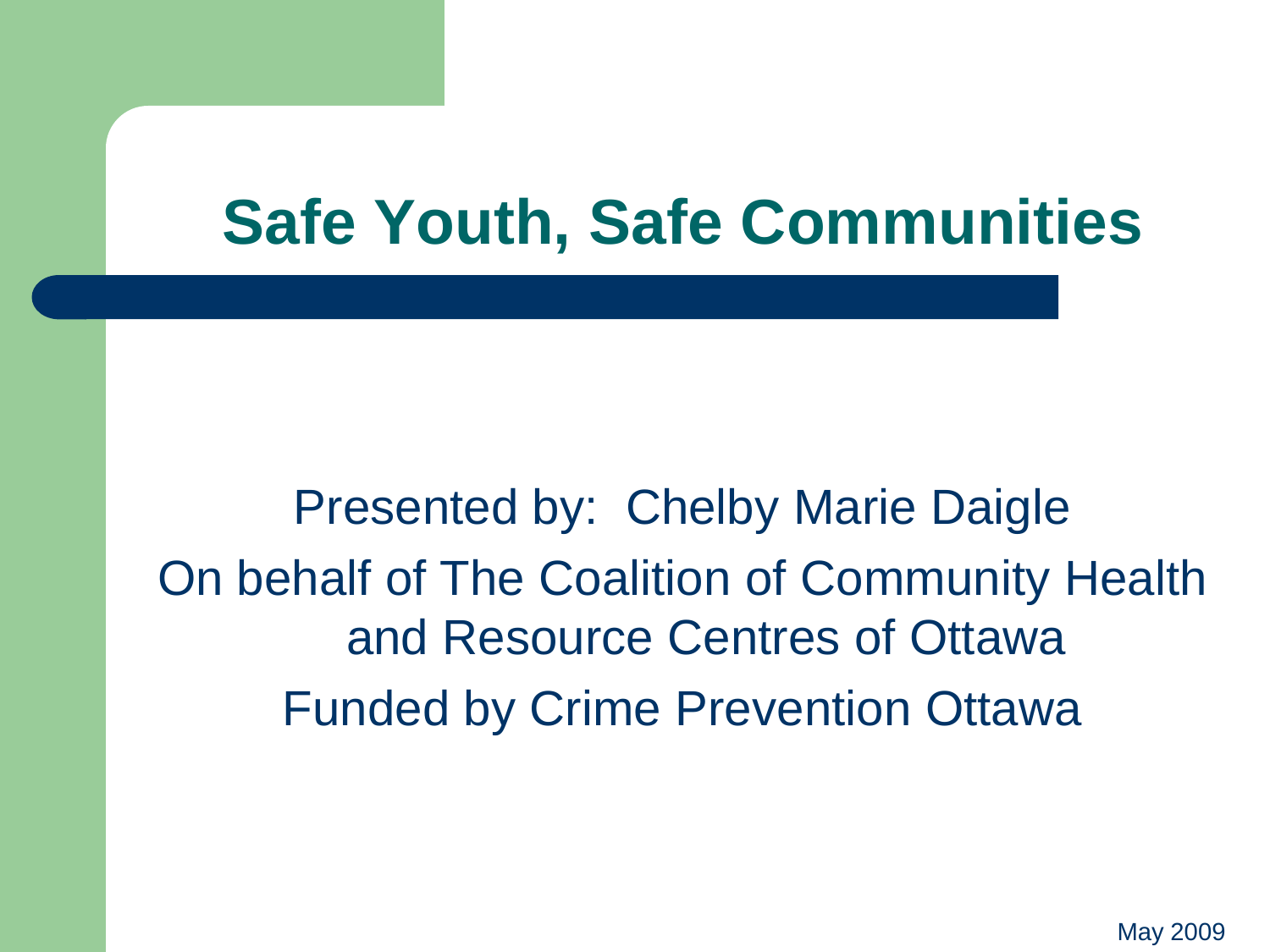# Safe Youth, Safe Communities

Presented by: Chelby Marie Daigle

On behalf of The Coalition of Community Health and Resource Centres of Ottawa

Funded by Crime Prevention Ottawa

May 2009